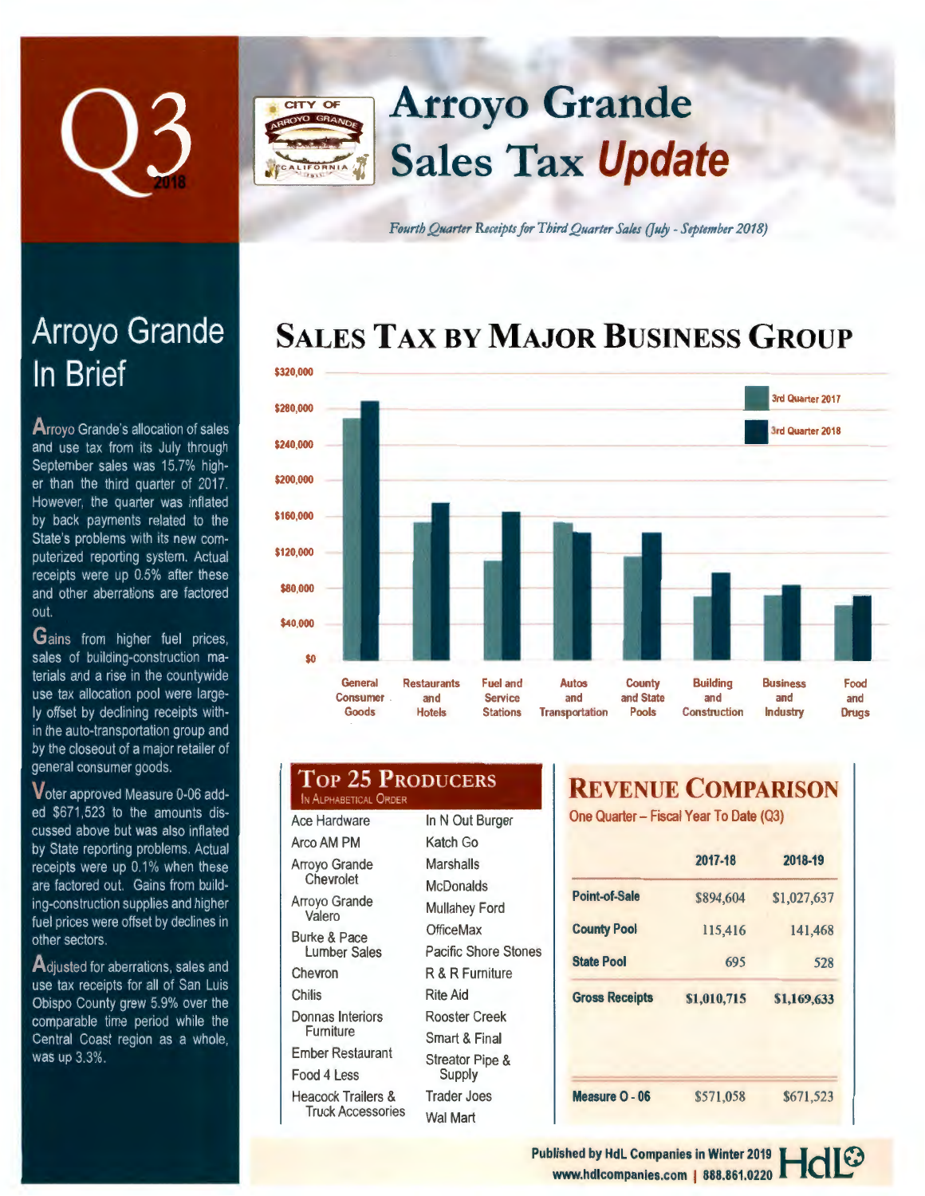# Q3 2018

# Arroyo Grande Sales Tax *Update*

*Fourth Quarter Receipts for Third Quarter Sales (July - September 2018)*

## Arroyo Grande In Brief

Arroyo Grande's allocation of sales and use tax from its July through September sales was 15.7% higher than the third quarter of 2017. However, the quarter was inflated by back payments related to the State's problems with its new computerized reporting system. Actual receipts were up 0.5% after these and other aberrations are factored out.

Gains from higher fuel prices, sales of building-construction materials and a rise in the countywide use tax allocation pool were largely offset by declining receipts within the auto-transportation group and by the closeout of a major retailer of general consumer goods.

Voter approved Measure 0-06 added $671,523 to the amounts discussed above but was also inflated by State reporting problems. Actual receipts were up 0.1% when these are factored out. Gains from building-construction supplies and higher fuel prices were offset by declines in other sectors.

Adjusted for aberrations, sales and use tax receipts for all of San Luis Obispo County grew 5.9% over the comparable time period while the Central Coast region as a whole, was up 3.3%.

## Sales Tax by Major Business Group

Legend: 3rd Quarter 2017, 3rd Quarter 2018

Categories: General Consumer Goods; Restaurants and Hotels; Fuel and Service Stations; Autos and Transportation; County and State Pools; Building and Construction; Business and Industry; Food and Drugs

## Top 25 Producers

In Alphabetical Order

| | |
|---|---|
| Ace Hardware | In N Out Burger |
| Arco AM PM | Katch Go |
| Arroyo Grande Chevrolet | Marshalls |
| Arroyo Grande Valero | McDonalds |
| Burke & Pace Lumber Sales | Mullahey Ford |
| Chevron | OfficeMax |
| Chilis | Pacific Shore Stones |
| Donnas Interiors Furniture | R & R Furniture |
| Ember Restaurant | Rite Aid |
| Food 4 Less | Rooster Creek |
| Heacock Trailers & Truck Accessories | Smart & Final |
| | Streator Pipe & Supply |
| | Trader Joes |
| | Wal Mart |

## Revenue Comparison

One Quarter – Fiscal Year To Date (Q3)

| | 2017-18 | 2018-19 |
|---|---|---|
| Point-of-Sale | $894,604 | $1,027,637 |
| County Pool | 115,416 | 141,468 |
| State Pool | 695 | 528 |
| Gross Receipts | $1,010,715 | $1,169,633 |
| Measure O - 06 | $571,058 | $671,523 |

Published by HdL Companies in Winter 2019
www.hdlcompanies.com | 888.861.0220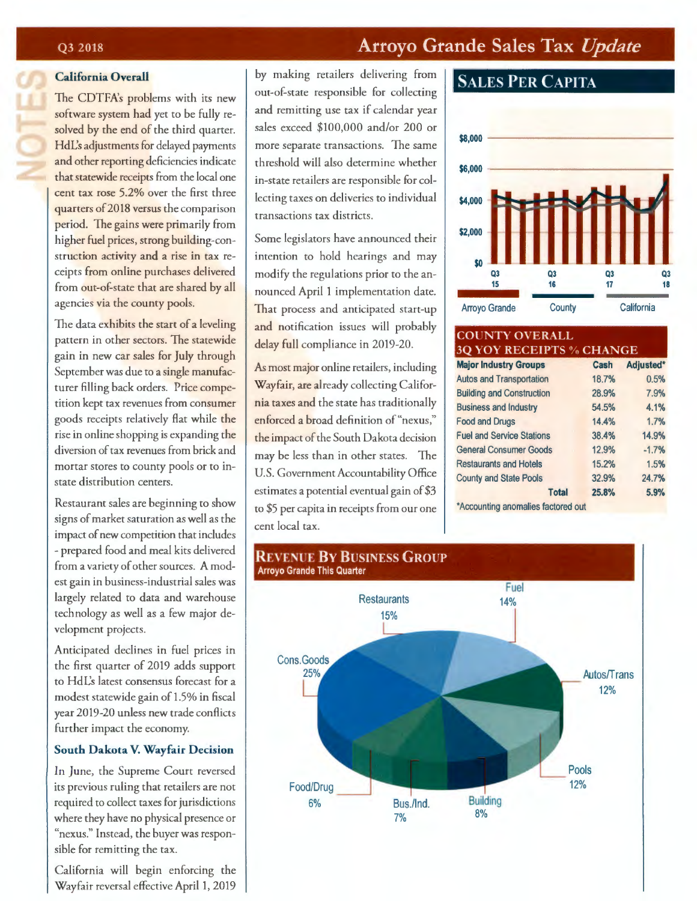Q3 2018

# Arroyo Grande Sales Tax *Update*

NOTES

### California Overall

The CDTFA's problems with its new software system had yet to be fully resolved by the end of the third quarter. HdL's adjustments for delayed payments and other reporting deficiencies indicate that statewide receipts from the local one cent tax rose 5.2% over the first three quarters of 2018 versus the comparison period. The gains were primarily from higher fuel prices, strong building-construction activity and a rise in tax receipts from online purchases delivered from out-of-state that are shared by all agencies via the county pools.

The data exhibits the start of a leveling pattern in other sectors. The statewide gain in new car sales for July through September was due to a single manufacturer filling back orders. Price competition kept tax revenues from consumer goods receipts relatively flat while the rise in online shopping is expanding the diversion of tax revenues from brick and mortar stores to county pools or to in-state distribution centers.

Restaurant sales are beginning to show signs of market saturation as well as the impact of new competition that includes - prepared food and meal kits delivered from a variety of other sources. A modest gain in business-industrial sales was largely related to data and warehouse technology as well as a few major development projects.

Anticipated declines in fuel prices in the first quarter of 2019 adds support to HdL's latest consensus forecast for a modest statewide gain of 1.5% in fiscal year 2019-20 unless new trade conflicts further impact the economy.

### South Dakota V. Wayfair Decision

In June, the Supreme Court reversed its previous ruling that retailers are not required to collect taxes for jurisdictions where they have no physical presence or "nexus." Instead, the buyer was responsible for remitting the tax.

California will begin enforcing the Wayfair reversal effective April 1, 2019 by making retailers delivering from out-of-state responsible for collecting and remitting use tax if calendar year sales exceed $100,000 and/or 200 or more separate transactions. The same threshold will also determine whether in-state retailers are responsible for collecting taxes on deliveries to individual transactions tax districts.

Some legislators have announced their intention to hold hearings and may modify the regulations prior to the announced April 1 implementation date. That process and anticipated start-up and notification issues will probably delay full compliance in 2019-20.

As most major online retailers, including Wayfair, are already collecting California taxes and the state has traditionally enforced a broad definition of "nexus," the impact of the South Dakota decision may be less than in other states. The U.S. Government Accountability Office estimates a potential eventual gain of $3 to $5 per capita in receipts from our one cent local tax.

## Sales Per Capita

$8,000
$6,000
$4,000
$2,000
$0
Q3 15
Q3 16
Q3 17
Q3 18
Arroyo Grande
County
California

## County Overall 3Q YOY Receipts % Change

| Major Industry Groups | Cash | Adjusted* |
|---|---|---|
| Autos and Transportation | 18.7% | 0.5% |
| Building and Construction | 28.9% | 7.9% |
| Business and Industry | 54.5% | 4.1% |
| Food and Drugs | 14.4% | 1.7% |
| Fuel and Service Stations | 38.4% | 14.9% |
| General Consumer Goods | 12.9% | -1.7% |
| Restaurants and Hotels | 15.2% | 1.5% |
| County and State Pools | 32.9% | 24.7% |
| **Total** | **25.8%** | **5.9%** |

*Accounting anomalies factored out

## Revenue By Business Group

Arroyo Grande This Quarter

Restaurants 15%
Fuel 14%
Cons.Goods 25%
Autos/Trans 12%
Pools 12%
Food/Drug 6%
Bus./Ind. 7%
Building 8%